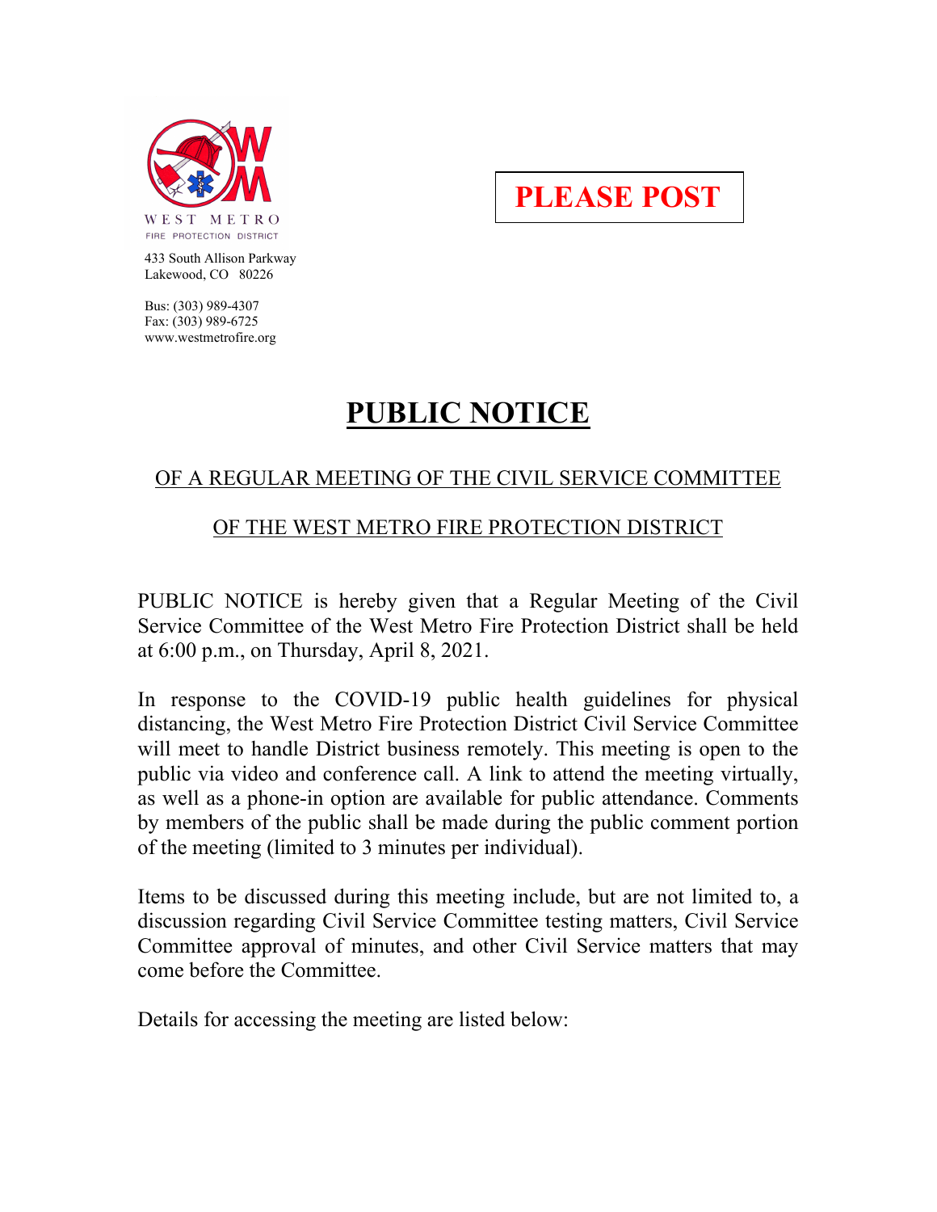WEST METRO
FIRE PROTECTION DISTRICT

433 South Allison Parkway
Lakewood, CO 80226

Bus: (303) 989-4307
Fax: (303) 989-6725
www.westmetrofire.org

**PLEASE POST**

# PUBLIC NOTICE

## OF A REGULAR MEETING OF THE CIVIL SERVICE COMMITTEE

## OF THE WEST METRO FIRE PROTECTION DISTRICT

PUBLIC NOTICE is hereby given that a Regular Meeting of the Civil Service Committee of the West Metro Fire Protection District shall be held at 6:00 p.m., on Thursday, April 8, 2021.

In response to the COVID-19 public health guidelines for physical distancing, the West Metro Fire Protection District Civil Service Committee will meet to handle District business remotely. This meeting is open to the public via video and conference call. A link to attend the meeting virtually, as well as a phone-in option are available for public attendance. Comments by members of the public shall be made during the public comment portion of the meeting (limited to 3 minutes per individual).

Items to be discussed during this meeting include, but are not limited to, a discussion regarding Civil Service Committee testing matters, Civil Service Committee approval of minutes, and other Civil Service matters that may come before the Committee.

Details for accessing the meeting are listed below: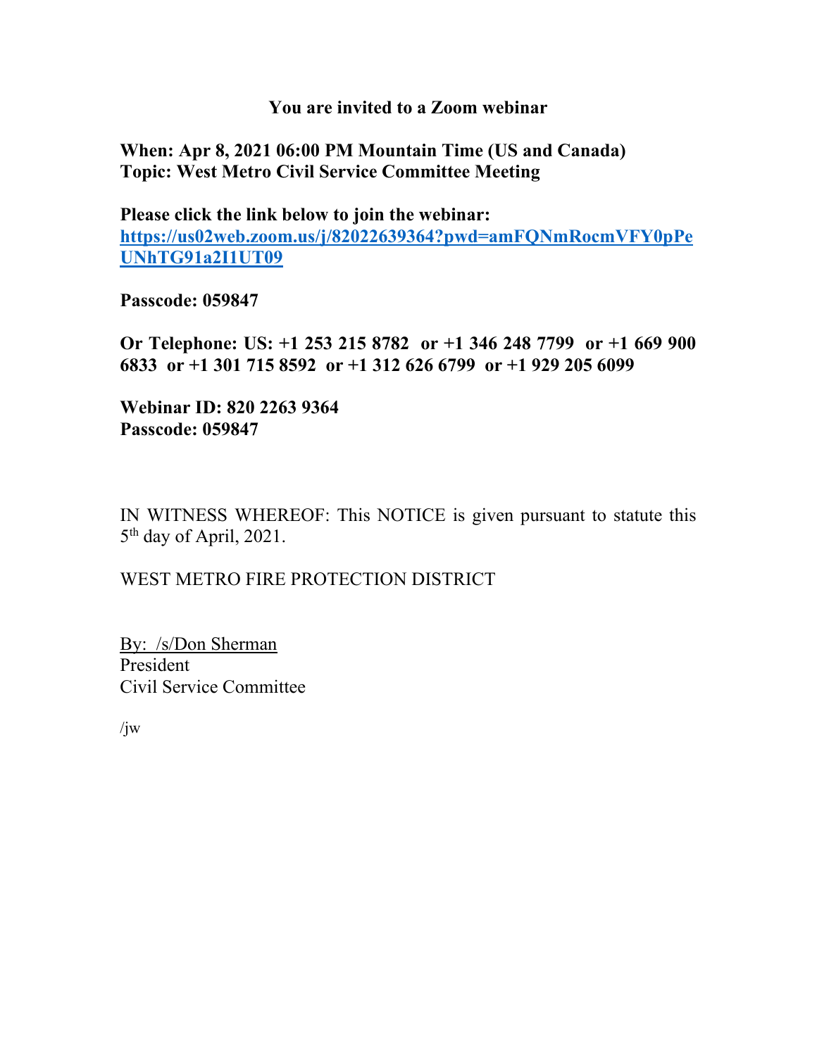**You are invited to a Zoom webinar**

**When: Apr 8, 2021 06:00 PM Mountain Time (US and Canada)**
**Topic: West Metro Civil Service Committee Meeting**

**Please click the link below to join the webinar:**
**https://us02web.zoom.us/j/82022639364?pwd=amFQNmRocmVFY0pPeUNhTG91a2I1UT09**

**Passcode: 059847**

**Or Telephone: US: +1 253 215 8782 or +1 346 248 7799 or +1 669 900 6833 or +1 301 715 8592 or +1 312 626 6799 or +1 929 205 6099**

**Webinar ID: 820 2263 9364**
**Passcode: 059847**

IN WITNESS WHEREOF: This NOTICE is given pursuant to statute this 5th day of April, 2021.

WEST METRO FIRE PROTECTION DISTRICT

By: /s/Don Sherman
President
Civil Service Committee

/jw